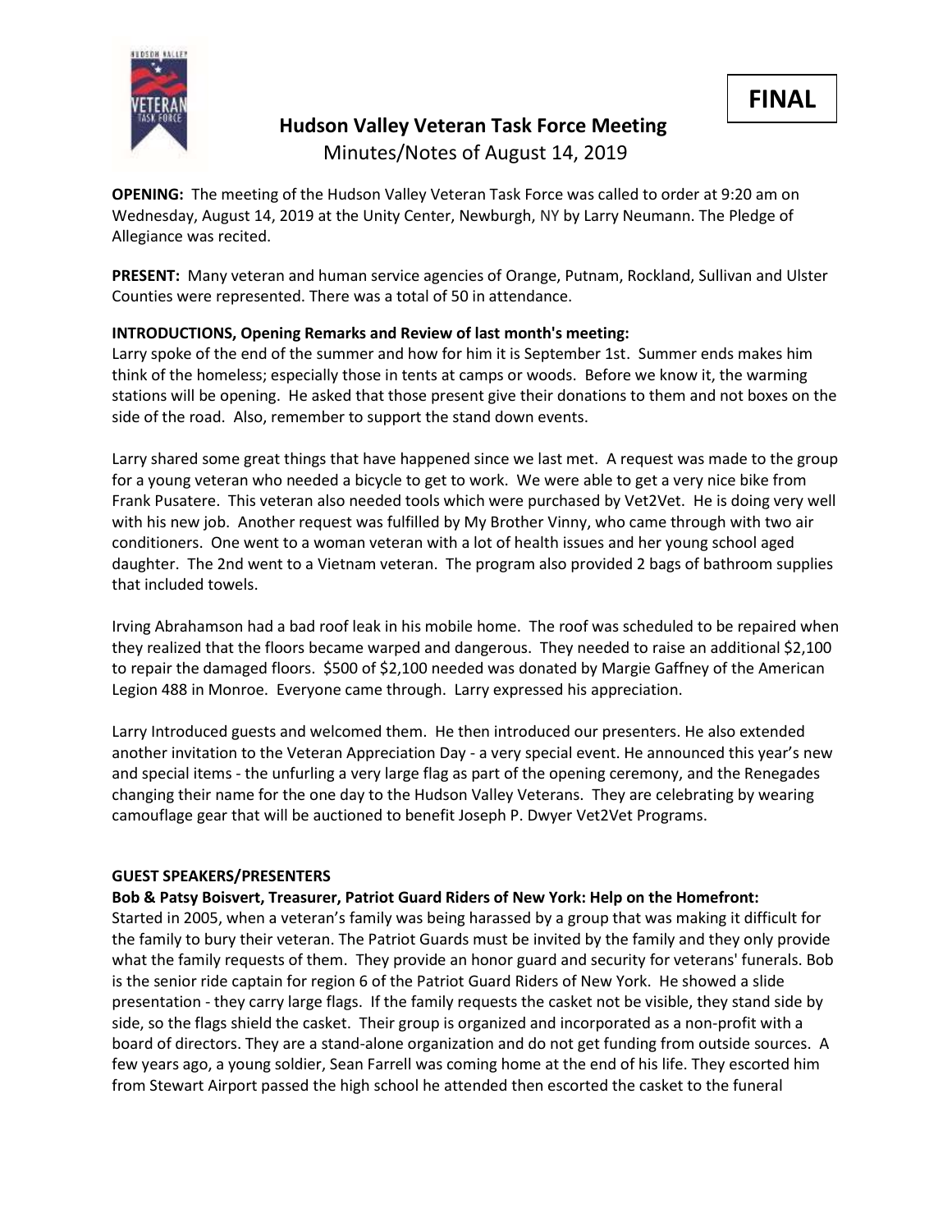**FINAL**

# Hudson Valley Veteran Task Force Meeting

Minutes/Notes of August 14, 2019

**OPENING:** The meeting of the Hudson Valley Veteran Task Force was called to order at 9:20 am on Wednesday, August 14, 2019 at the Unity Center, Newburgh, NY by Larry Neumann. The Pledge of Allegiance was recited.

**PRESENT:** Many veteran and human service agencies of Orange, Putnam, Rockland, Sullivan and Ulster Counties were represented. There was a total of 50 in attendance.

**INTRODUCTIONS, Opening Remarks and Review of last month's meeting:**

Larry spoke of the end of the summer and how for him it is September 1st. Summer ends makes him think of the homeless; especially those in tents at camps or woods. Before we know it, the warming stations will be opening. He asked that those present give their donations to them and not boxes on the side of the road. Also, remember to support the stand down events.

Larry shared some great things that have happened since we last met. A request was made to the group for a young veteran who needed a bicycle to get to work. We were able to get a very nice bike from Frank Pusatere. This veteran also needed tools which were purchased by Vet2Vet. He is doing very well with his new job. Another request was fulfilled by My Brother Vinny, who came through with two air conditioners. One went to a woman veteran with a lot of health issues and her young school aged daughter. The 2nd went to a Vietnam veteran. The program also provided 2 bags of bathroom supplies that included towels.

Irving Abrahamson had a bad roof leak in his mobile home. The roof was scheduled to be repaired when they realized that the floors became warped and dangerous. They needed to raise an additional $2,100 to repair the damaged floors. $500 of $2,100 needed was donated by Margie Gaffney of the American Legion 488 in Monroe. Everyone came through. Larry expressed his appreciation.

Larry Introduced guests and welcomed them. He then introduced our presenters. He also extended another invitation to the Veteran Appreciation Day - a very special event. He announced this year's new and special items - the unfurling a very large flag as part of the opening ceremony, and the Renegades changing their name for the one day to the Hudson Valley Veterans. They are celebrating by wearing camouflage gear that will be auctioned to benefit Joseph P. Dwyer Vet2Vet Programs.

**GUEST SPEAKERS/PRESENTERS**

**Bob & Patsy Boisvert, Treasurer, Patriot Guard Riders of New York: Help on the Homefront:**

Started in 2005, when a veteran's family was being harassed by a group that was making it difficult for the family to bury their veteran. The Patriot Guards must be invited by the family and they only provide what the family requests of them. They provide an honor guard and security for veterans' funerals. Bob is the senior ride captain for region 6 of the Patriot Guard Riders of New York. He showed a slide presentation - they carry large flags. If the family requests the casket not be visible, they stand side by side, so the flags shield the casket. Their group is organized and incorporated as a non-profit with a board of directors. They are a stand-alone organization and do not get funding from outside sources. A few years ago, a young soldier, Sean Farrell was coming home at the end of his life. They escorted him from Stewart Airport passed the high school he attended then escorted the casket to the funeral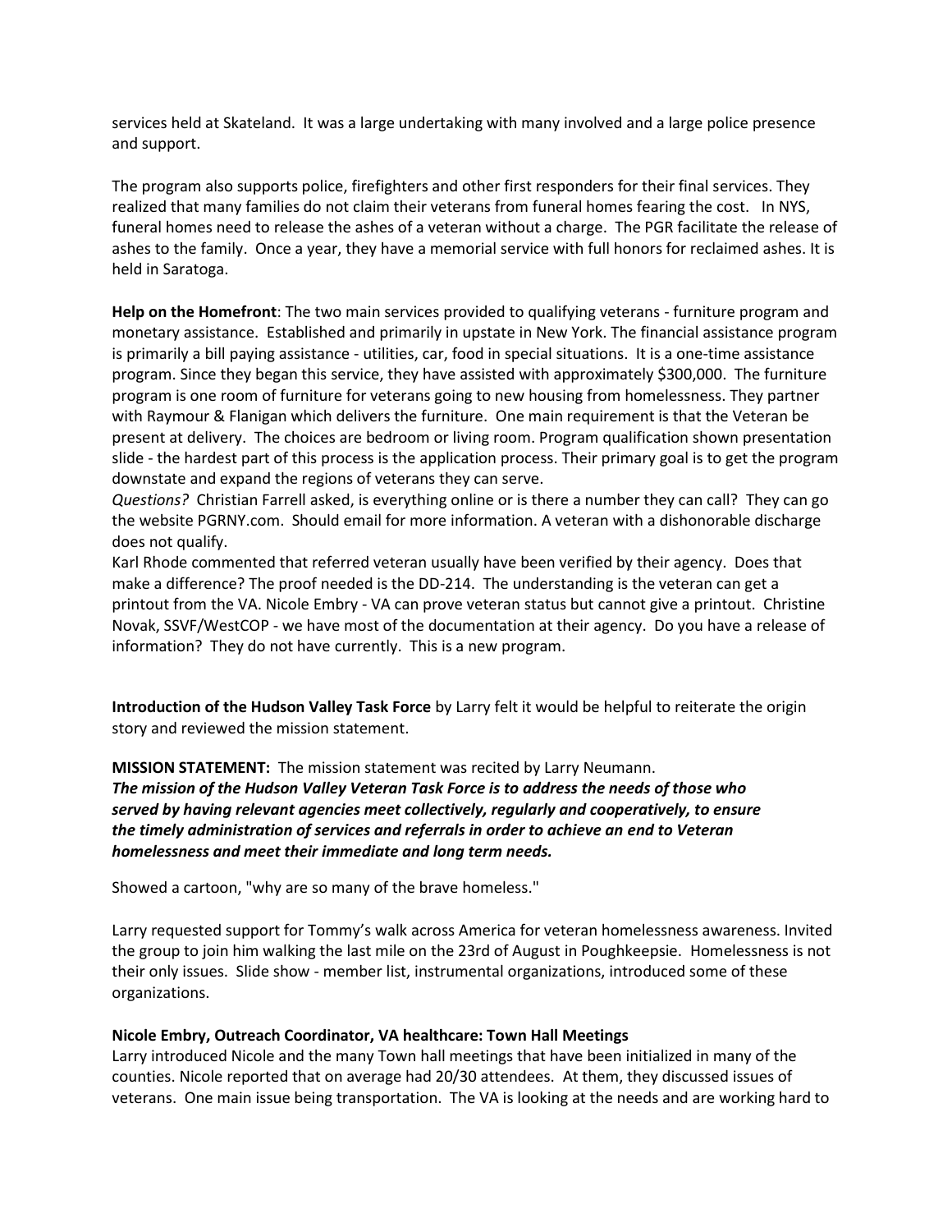services held at Skateland. It was a large undertaking with many involved and a large police presence and support.

The program also supports police, firefighters and other first responders for their final services. They realized that many families do not claim their veterans from funeral homes fearing the cost. In NYS, funeral homes need to release the ashes of a veteran without a charge. The PGR facilitate the release of ashes to the family. Once a year, they have a memorial service with full honors for reclaimed ashes. It is held in Saratoga.

**Help on the Homefront**: The two main services provided to qualifying veterans - furniture program and monetary assistance. Established and primarily in upstate in New York. The financial assistance program is primarily a bill paying assistance - utilities, car, food in special situations. It is a one-time assistance program. Since they began this service, they have assisted with approximately $300,000. The furniture program is one room of furniture for veterans going to new housing from homelessness. They partner with Raymour & Flanigan which delivers the furniture. One main requirement is that the Veteran be present at delivery. The choices are bedroom or living room. Program qualification shown presentation slide - the hardest part of this process is the application process. Their primary goal is to get the program downstate and expand the regions of veterans they can serve.

*Questions?* Christian Farrell asked, is everything online or is there a number they can call? They can go the website PGRNY.com. Should email for more information. A veteran with a dishonorable discharge does not qualify.

Karl Rhode commented that referred veteran usually have been verified by their agency. Does that make a difference? The proof needed is the DD-214. The understanding is the veteran can get a printout from the VA. Nicole Embry - VA can prove veteran status but cannot give a printout. Christine Novak, SSVF/WestCOP - we have most of the documentation at their agency. Do you have a release of information? They do not have currently. This is a new program.

**Introduction of the Hudson Valley Task Force** by Larry felt it would be helpful to reiterate the origin story and reviewed the mission statement.

**MISSION STATEMENT:** The mission statement was recited by Larry Neumann.

***The mission of the Hudson Valley Veteran Task Force is to address the needs of those who served by having relevant agencies meet collectively, regularly and cooperatively, to ensure the timely administration of services and referrals in order to achieve an end to Veteran homelessness and meet their immediate and long term needs.***

Showed a cartoon, "why are so many of the brave homeless."

Larry requested support for Tommy's walk across America for veteran homelessness awareness. Invited the group to join him walking the last mile on the 23rd of August in Poughkeepsie. Homelessness is not their only issues. Slide show - member list, instrumental organizations, introduced some of these organizations.

**Nicole Embry, Outreach Coordinator, VA healthcare: Town Hall Meetings**

Larry introduced Nicole and the many Town hall meetings that have been initialized in many of the counties. Nicole reported that on average had 20/30 attendees. At them, they discussed issues of veterans. One main issue being transportation. The VA is looking at the needs and are working hard to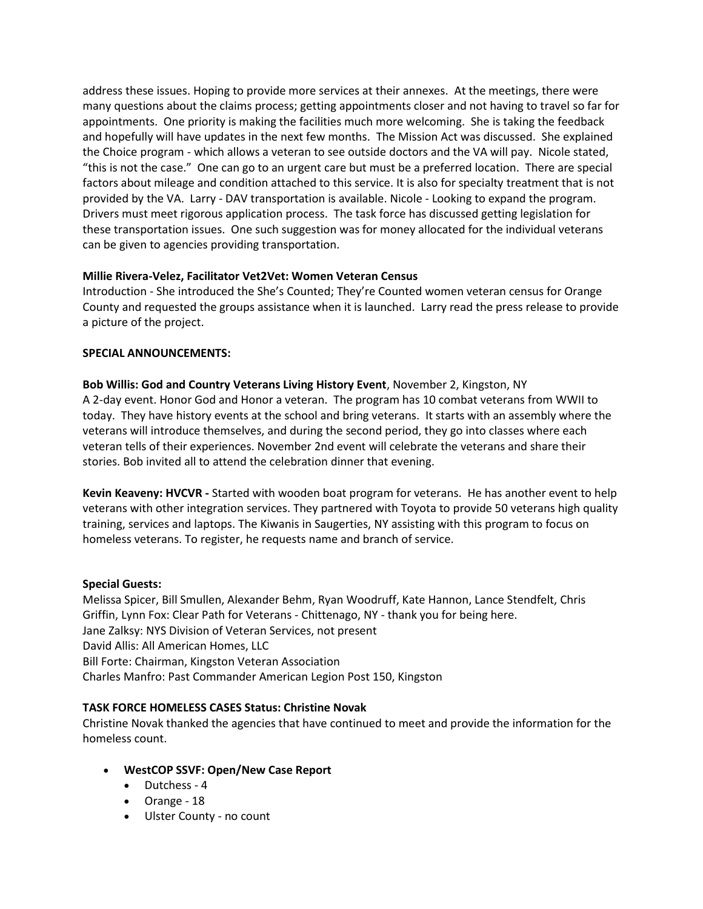address these issues. Hoping to provide more services at their annexes. At the meetings, there were many questions about the claims process; getting appointments closer and not having to travel so far for appointments. One priority is making the facilities much more welcoming. She is taking the feedback and hopefully will have updates in the next few months. The Mission Act was discussed. She explained the Choice program - which allows a veteran to see outside doctors and the VA will pay. Nicole stated, "this is not the case." One can go to an urgent care but must be a preferred location. There are special factors about mileage and condition attached to this service. It is also for specialty treatment that is not provided by the VA. Larry - DAV transportation is available. Nicole - Looking to expand the program. Drivers must meet rigorous application process. The task force has discussed getting legislation for these transportation issues. One such suggestion was for money allocated for the individual veterans can be given to agencies providing transportation.

**Millie Rivera-Velez, Facilitator Vet2Vet: Women Veteran Census**
Introduction - She introduced the She's Counted; They're Counted women veteran census for Orange County and requested the groups assistance when it is launched. Larry read the press release to provide a picture of the project.

**SPECIAL ANNOUNCEMENTS:**

**Bob Willis: God and Country Veterans Living History Event**, November 2, Kingston, NY
A 2-day event. Honor God and Honor a veteran. The program has 10 combat veterans from WWII to today. They have history events at the school and bring veterans. It starts with an assembly where the veterans will introduce themselves, and during the second period, they go into classes where each veteran tells of their experiences. November 2nd event will celebrate the veterans and share their stories. Bob invited all to attend the celebration dinner that evening.

**Kevin Keaveny: HVCVR -** Started with wooden boat program for veterans. He has another event to help veterans with other integration services. They partnered with Toyota to provide 50 veterans high quality training, services and laptops. The Kiwanis in Saugerties, NY assisting with this program to focus on homeless veterans. To register, he requests name and branch of service.

**Special Guests:**
Melissa Spicer, Bill Smullen, Alexander Behm, Ryan Woodruff, Kate Hannon, Lance Stendfelt, Chris Griffin, Lynn Fox: Clear Path for Veterans - Chittenago, NY - thank you for being here.
Jane Zalksy: NYS Division of Veteran Services, not present
David Allis: All American Homes, LLC
Bill Forte: Chairman, Kingston Veteran Association
Charles Manfro: Past Commander American Legion Post 150, Kingston

**TASK FORCE HOMELESS CASES Status: Christine Novak**
Christine Novak thanked the agencies that have continued to meet and provide the information for the homeless count.

- **WestCOP SSVF: Open/New Case Report**
  - Dutchess - 4
  - Orange - 18
  - Ulster County - no count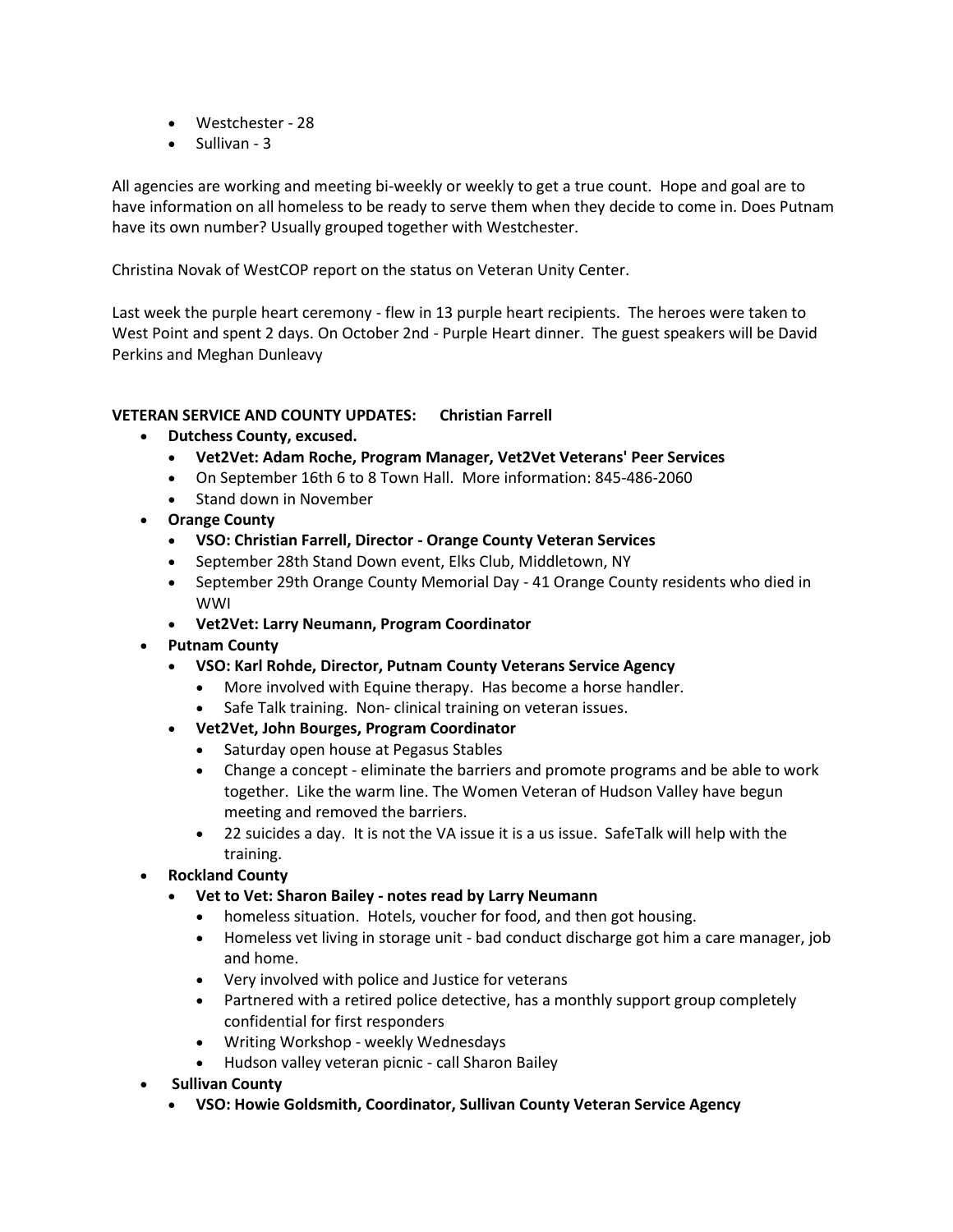- Westchester - 28
- Sullivan - 3

All agencies are working and meeting bi-weekly or weekly to get a true count. Hope and goal are to have information on all homeless to be ready to serve them when they decide to come in. Does Putnam have its own number? Usually grouped together with Westchester.

Christina Novak of WestCOP report on the status on Veteran Unity Center.

Last week the purple heart ceremony - flew in 13 purple heart recipients. The heroes were taken to West Point and spent 2 days. On October 2nd - Purple Heart dinner. The guest speakers will be David Perkins and Meghan Dunleavy

**VETERAN SERVICE AND COUNTY UPDATES: Christian Farrell**

- **Dutchess County, excused.**
  - **Vet2Vet: Adam Roche, Program Manager, Vet2Vet Veterans' Peer Services**
  - On September 16th 6 to 8 Town Hall. More information: 845-486-2060
  - Stand down in November
- **Orange County**
  - **VSO: Christian Farrell, Director - Orange County Veteran Services**
  - September 28th Stand Down event, Elks Club, Middletown, NY
  - September 29th Orange County Memorial Day - 41 Orange County residents who died in WWI
  - **Vet2Vet: Larry Neumann, Program Coordinator**
- **Putnam County**
  - **VSO: Karl Rohde, Director, Putnam County Veterans Service Agency**
    - More involved with Equine therapy. Has become a horse handler.
    - Safe Talk training. Non- clinical training on veteran issues.
  - **Vet2Vet, John Bourges, Program Coordinator**
    - Saturday open house at Pegasus Stables
    - Change a concept - eliminate the barriers and promote programs and be able to work together. Like the warm line. The Women Veteran of Hudson Valley have begun meeting and removed the barriers.
    - 22 suicides a day. It is not the VA issue it is a us issue. SafeTalk will help with the training.
- **Rockland County**
  - **Vet to Vet: Sharon Bailey - notes read by Larry Neumann**
    - homeless situation. Hotels, voucher for food, and then got housing.
    - Homeless vet living in storage unit - bad conduct discharge got him a care manager, job and home.
    - Very involved with police and Justice for veterans
    - Partnered with a retired police detective, has a monthly support group completely confidential for first responders
    - Writing Workshop - weekly Wednesdays
    - Hudson valley veteran picnic - call Sharon Bailey
- **Sullivan County**
  - **VSO: Howie Goldsmith, Coordinator, Sullivan County Veteran Service Agency**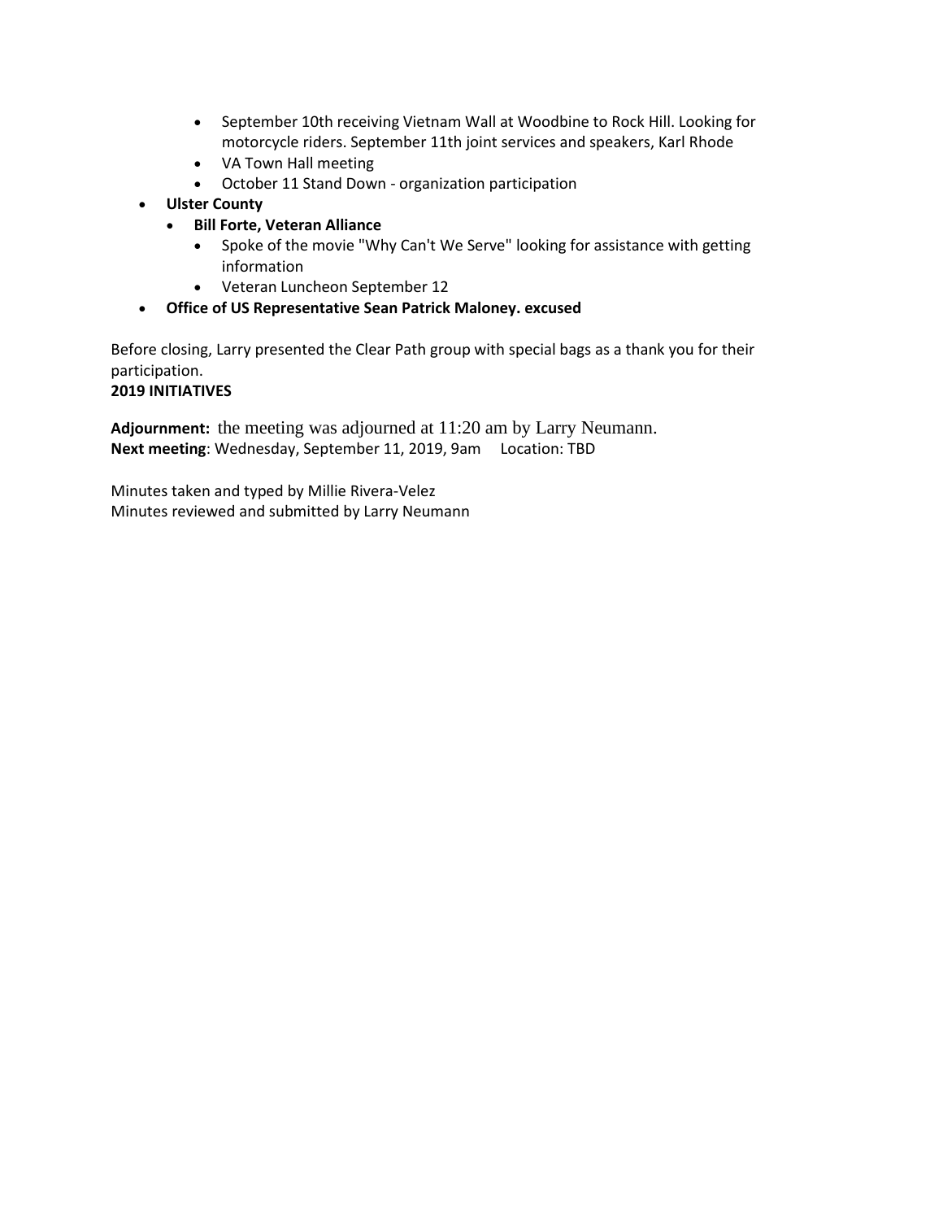- September 10th receiving Vietnam Wall at Woodbine to Rock Hill. Looking for motorcycle riders. September 11th joint services and speakers, Karl Rhode
    - VA Town Hall meeting
    - October 11 Stand Down - organization participation
- **Ulster County**
  - **Bill Forte, Veteran Alliance**
    - Spoke of the movie "Why Can't We Serve" looking for assistance with getting information
    - Veteran Luncheon September 12
- **Office of US Representative Sean Patrick Maloney. excused**

Before closing, Larry presented the Clear Path group with special bags as a thank you for their participation.

**2019 INITIATIVES**

**Adjournment:** the meeting was adjourned at 11:20 am by Larry Neumann.
**Next meeting**: Wednesday, September 11, 2019, 9am Location: TBD

Minutes taken and typed by Millie Rivera-Velez
Minutes reviewed and submitted by Larry Neumann